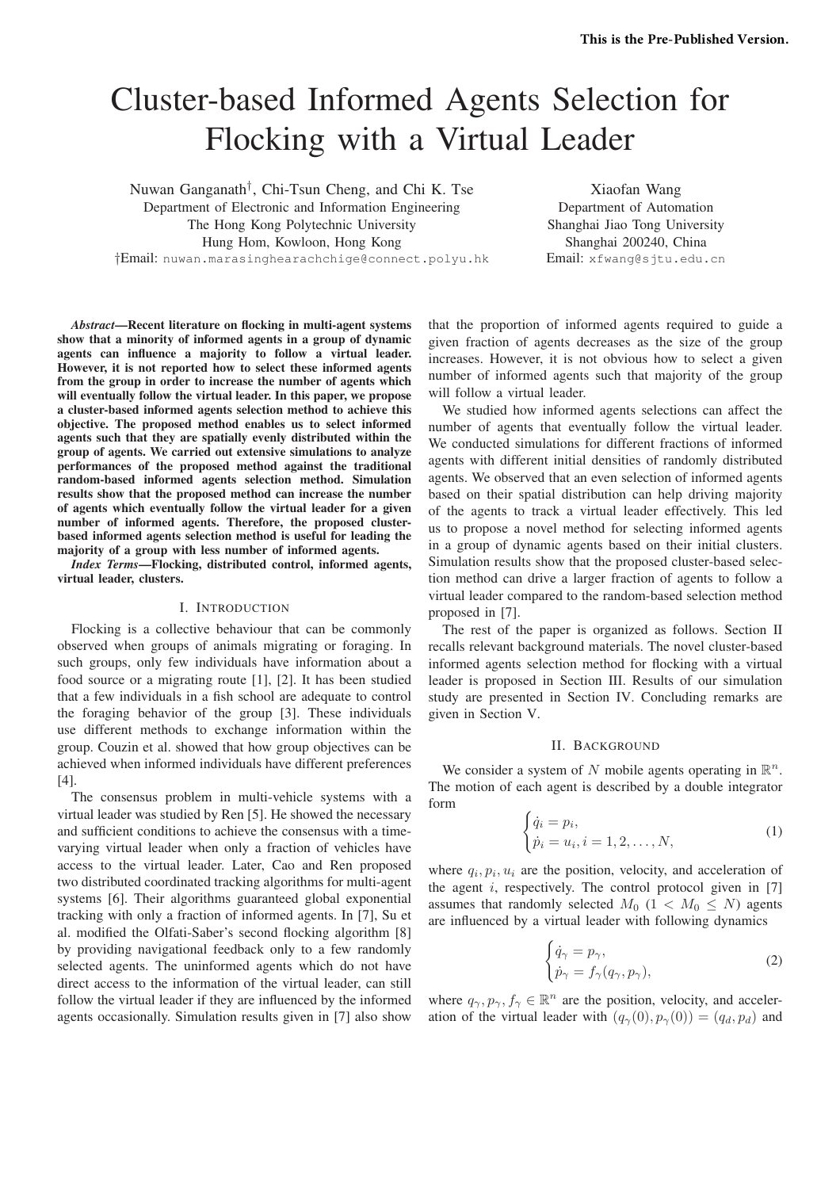# Cluster-based Informed Agents Selection for Flocking with a Virtual Leader

Nuwan Ganganath†, Chi-Tsun Cheng, and Chi K. Tse
Department of Electronic and Information Engineering
The Hong Kong Polytechnic University
Hung Hom, Kowloon, Hong Kong
†Email: nuwan.marasinghearachchige@connect.polyu.hk

Xiaofan Wang
Department of Automation
Shanghai Jiao Tong University
Shanghai 200240, China
Email: xfwang@sjtu.edu.cn

***Abstract*—Recent literature on flocking in multi-agent systems show that a minority of informed agents in a group of dynamic agents can influence a majority to follow a virtual leader. However, it is not reported how to select these informed agents from the group in order to increase the number of agents which will eventually follow the virtual leader. In this paper, we propose a cluster-based informed agents selection method to achieve this objective. The proposed method enables us to select informed agents such that they are spatially evenly distributed within the group of agents. We carried out extensive simulations to analyze performances of the proposed method against the traditional random-based informed agents selection method. Simulation results show that the proposed method can increase the number of agents which eventually follow the virtual leader for a given number of informed agents. Therefore, the proposed cluster-based informed agents selection method is useful for leading the majority of a group with less number of informed agents.**

***Index Terms*—Flocking, distributed control, informed agents, virtual leader, clusters.**

## I. Introduction

Flocking is a collective behaviour that can be commonly observed when groups of animals migrating or foraging. In such groups, only few individuals have information about a food source or a migrating route [1], [2]. It has been studied that a few individuals in a fish school are adequate to control the foraging behavior of the group [3]. These individuals use different methods to exchange information within the group. Couzin et al. showed that how group objectives can be achieved when informed individuals have different preferences [4].

The consensus problem in multi-vehicle systems with a virtual leader was studied by Ren [5]. He showed the necessary and sufficient conditions to achieve the consensus with a time-varying virtual leader when only a fraction of vehicles have access to the virtual leader. Later, Cao and Ren proposed two distributed coordinated tracking algorithms for multi-agent systems [6]. Their algorithms guaranteed global exponential tracking with only a fraction of informed agents. In [7], Su et al. modified the Olfati-Saber's second flocking algorithm [8] by providing navigational feedback only to a few randomly selected agents. The uninformed agents which do not have direct access to the information of the virtual leader, can still follow the virtual leader if they are influenced by the informed agents occasionally. Simulation results given in [7] also show that the proportion of informed agents required to guide a given fraction of agents decreases as the size of the group increases. However, it is not obvious how to select a given number of informed agents such that majority of the group will follow a virtual leader.

We studied how informed agents selections can affect the number of agents that eventually follow the virtual leader. We conducted simulations for different fractions of informed agents with different initial densities of randomly distributed agents. We observed that an even selection of informed agents based on their spatial distribution can help driving majority of the agents to track a virtual leader effectively. This led us to propose a novel method for selecting informed agents in a group of dynamic agents based on their initial clusters. Simulation results show that the proposed cluster-based selection method can drive a larger fraction of agents to follow a virtual leader compared to the random-based selection method proposed in [7].

The rest of the paper is organized as follows. Section II recalls relevant background materials. The novel cluster-based informed agents selection method for flocking with a virtual leader is proposed in Section III. Results of our simulation study are presented in Section IV. Concluding remarks are given in Section V.

## II. Background

We consider a system of $N$ mobile agents operating in $\mathbb{R}^n$. The motion of each agent is described by a double integrator form

$$\begin{cases} \dot{q}_i = p_i, \\ \dot{p}_i = u_i, i = 1, 2, \ldots, N, \end{cases} \tag{1}$$

where $q_i, p_i, u_i$ are the position, velocity, and acceleration of the agent $i$, respectively. The control protocol given in [7] assumes that randomly selected $M_0$ ($1 < M_0 \leq N$) agents are influenced by a virtual leader with following dynamics

$$\begin{cases} \dot{q}_\gamma = p_\gamma, \\ \dot{p}_\gamma = f_\gamma(q_\gamma, p_\gamma), \end{cases} \tag{2}$$

where $q_\gamma, p_\gamma, f_\gamma \in \mathbb{R}^n$ are the position, velocity, and acceleration of the virtual leader with $(q_\gamma(0), p_\gamma(0)) = (q_d, p_d)$ and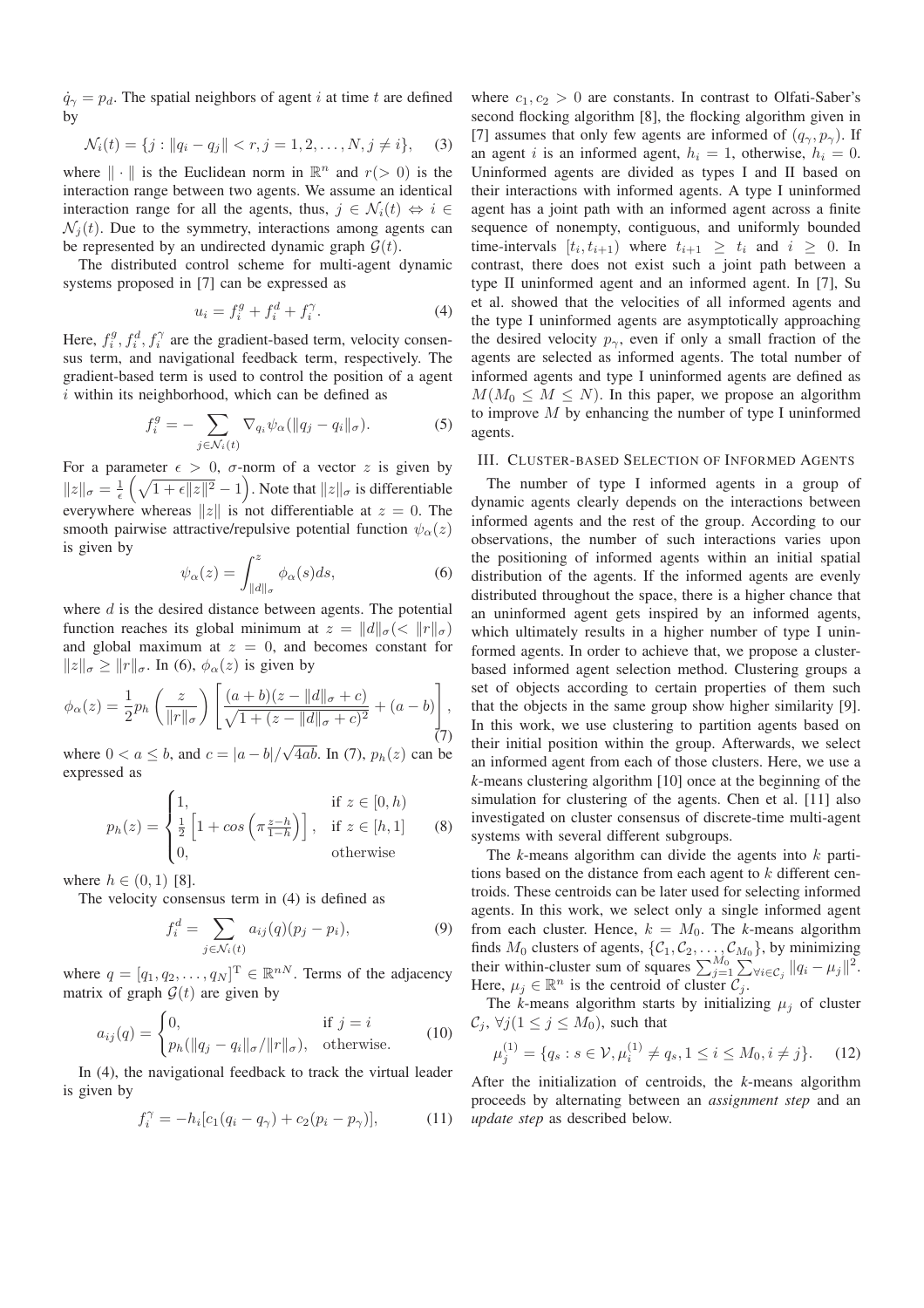$\dot{q}_\gamma = p_d$. The spatial neighbors of agent $i$ at time $t$ are defined by

$$\mathcal{N}_i(t) = \{j : \|q_i - q_j\| < r, j = 1, 2, \ldots, N, j \neq i\}, \quad (3)$$

where $\|\cdot\|$ is the Euclidean norm in $\mathbb{R}^n$ and $r(> 0)$ is the interaction range between two agents. We assume an identical interaction range for all the agents, thus, $j \in \mathcal{N}_i(t) \Leftrightarrow i \in \mathcal{N}_j(t)$. Due to the symmetry, interactions among agents can be represented by an undirected dynamic graph $\mathcal{G}(t)$.

The distributed control scheme for multi-agent dynamic systems proposed in [7] can be expressed as

$$u_i = f_i^g + f_i^d + f_i^\gamma. \quad (4)$$

Here, $f_i^g, f_i^d, f_i^\gamma$ are the gradient-based term, velocity consensus term, and navigational feedback term, respectively. The gradient-based term is used to control the position of a agent $i$ within its neighborhood, which can be defined as

$$f_i^g = -\sum_{j \in \mathcal{N}_i(t)} \nabla_{q_i} \psi_\alpha(\|q_j - q_i\|_\sigma). \quad (5)$$

For a parameter $\epsilon > 0$, $\sigma$-norm of a vector $z$ is given by $\|z\|_\sigma = \frac{1}{\epsilon}\left(\sqrt{1 + \epsilon\|z\|^2} - 1\right)$. Note that $\|z\|_\sigma$ is differentiable everywhere whereas $\|z\|$ is not differentiable at $z = 0$. The smooth pairwise attractive/repulsive potential function $\psi_\alpha(z)$ is given by

$$\psi_\alpha(z) = \int_{\|d\|_\sigma}^{z} \phi_\alpha(s) ds, \quad (6)$$

where $d$ is the desired distance between agents. The potential function reaches its global minimum at $z = \|d\|_\sigma (< \|r\|_\sigma)$ and global maximum at $z = 0$, and becomes constant for $\|z\|_\sigma \geq \|r\|_\sigma$. In (6), $\phi_\alpha(z)$ is given by

$$\phi_\alpha(z) = \frac{1}{2} p_h\left(\frac{z}{\|r\|_\sigma}\right)\left[\frac{(a+b)(z - \|d\|_\sigma + c)}{\sqrt{1 + (z - \|d\|_\sigma + c)^2}} + (a - b)\right], \quad (7)$$

where $0 < a \leq b$, and $c = |a - b|/\sqrt{4ab}$. In (7), $p_h(z)$ can be expressed as

$$p_h(z) = \begin{cases} 1, & \text{if } z \in [0, h) \\ \frac{1}{2}\left[1 + cos\left(\pi \frac{z-h}{1-h}\right)\right], & \text{if } z \in [h, 1] \\ 0, & \text{otherwise} \end{cases} \quad (8)$$

where $h \in (0, 1)$ [8].

The velocity consensus term in (4) is defined as

$$f_i^d = \sum_{j \in \mathcal{N}_i(t)} a_{ij}(q)(p_j - p_i), \quad (9)$$

where $q = [q_1, q_2, \ldots, q_N]^{\mathrm{T}} \in \mathbb{R}^{nN}$. Terms of the adjacency matrix of graph $\mathcal{G}(t)$ are given by

$$a_{ij}(q) = \begin{cases} 0, & \text{if } j = i \\ p_h(\|q_j - q_i\|_\sigma / \|r\|_\sigma), & \text{otherwise.} \end{cases} \quad (10)$$

In (4), the navigational feedback to track the virtual leader is given by

$$f_i^\gamma = -h_i[c_1(q_i - q_\gamma) + c_2(p_i - p_\gamma)], \quad (11)$$

where $c_1, c_2 > 0$ are constants. In contrast to Olfati-Saber's second flocking algorithm [8], the flocking algorithm given in [7] assumes that only few agents are informed of $(q_\gamma, p_\gamma)$. If an agent $i$ is an informed agent, $h_i = 1$, otherwise, $h_i = 0$. Uninformed agents are divided as types I and II based on their interactions with informed agents. A type I uninformed agent has a joint path with an informed agent across a finite sequence of nonempty, contiguous, and uniformly bounded time-intervals $[t_i, t_{i+1})$ where $t_{i+1} \geq t_i$ and $i \geq 0$. In contrast, there does not exist such a joint path between a type II uninformed agent and an informed agent. In [7], Su et al. showed that the velocities of all informed agents and the type I uninformed agents are asymptotically approaching the desired velocity $p_\gamma$, even if only a small fraction of the agents are selected as informed agents. The total number of informed agents and type I uninformed agents are defined as $M(M_0 \leq M \leq N)$. In this paper, we propose an algorithm to improve $M$ by enhancing the number of type I uninformed agents.

## III. Cluster-based Selection of Informed Agents

The number of type I informed agents in a group of dynamic agents clearly depends on the interactions between informed agents and the rest of the group. According to our observations, the number of such interactions varies upon the positioning of informed agents within an initial spatial distribution of the agents. If the informed agents are evenly distributed throughout the space, there is a higher chance that an uninformed agent gets inspired by an informed agents, which ultimately results in a higher number of type I uninformed agents. In order to achieve that, we propose a cluster-based informed agent selection method. Clustering groups a set of objects according to certain properties of them such that the objects in the same group show higher similarity [9]. In this work, we use clustering to partition agents based on their initial position within the group. Afterwards, we select an informed agent from each of those clusters. Here, we use a $k$-means clustering algorithm [10] once at the beginning of the simulation for clustering of the agents. Chen et al. [11] also investigated on cluster consensus of discrete-time multi-agent systems with several different subgroups.

The $k$-means algorithm can divide the agents into $k$ partitions based on the distance from each agent to $k$ different centroids. These centroids can be later used for selecting informed agents. In this work, we select only a single informed agent from each cluster. Hence, $k = M_0$. The $k$-means algorithm finds $M_0$ clusters of agents, $\{\mathcal{C}_1, \mathcal{C}_2, \ldots, \mathcal{C}_{M_0}\}$, by minimizing their within-cluster sum of squares $\sum_{j=1}^{M_0} \sum_{\forall i \in \mathcal{C}_j} \|q_i - \mu_j\|^2$. Here, $\mu_j \in \mathbb{R}^n$ is the centroid of cluster $\mathcal{C}_j$.

The $k$-means algorithm starts by initializing $\mu_j$ of cluster $\mathcal{C}_j$, $\forall j (1 \leq j \leq M_0)$, such that

$$\mu_j^{(1)} = \{q_s : s \in \mathcal{V}, \mu_i^{(1)} \neq q_s, 1 \leq i \leq M_0, i \neq j\}. \quad (12)$$

After the initialization of centroids, the $k$-means algorithm proceeds by alternating between an *assignment step* and an *update step* as described below.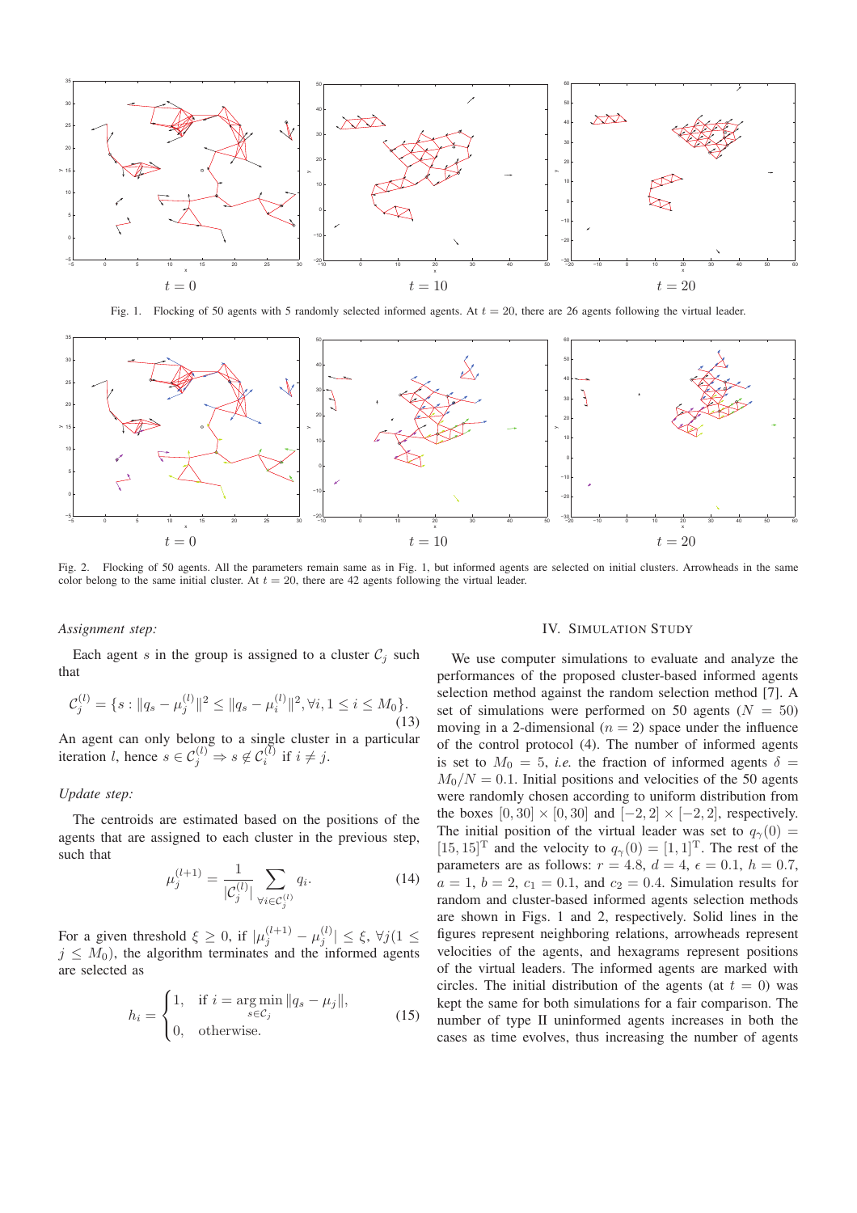$t = 0$ $t = 10$ $t = 20$

Fig. 1. Flocking of 50 agents with 5 randomly selected informed agents. At $t = 20$, there are 26 agents following the virtual leader.

$t = 0$ $t = 10$ $t = 20$

Fig. 2. Flocking of 50 agents. All the parameters remain same as in Fig. 1, but informed agents are selected on initial clusters. Arrowheads in the same color belong to the same initial cluster. At $t = 20$, there are 42 agents following the virtual leader.

*Assignment step:*

Each agent $s$ in the group is assigned to a cluster $\mathcal{C}_j$ such that

$$\mathcal{C}_j^{(l)} = \{s : \|q_s - \mu_j^{(l)}\|^2 \leq \|q_s - \mu_i^{(l)}\|^2, \forall i, 1 \leq i \leq M_0\}. \tag{13}$$

An agent can only belong to a single cluster in a particular iteration $l$, hence $s \in \mathcal{C}_j^{(l)} \Rightarrow s \notin \mathcal{C}_i^{(l)}$ if $i \neq j$.

*Update step:*

The centroids are estimated based on the positions of the agents that are assigned to each cluster in the previous step, such that

$$\mu_j^{(l+1)} = \frac{1}{|\mathcal{C}_j^{(l)}|} \sum_{\forall i \in \mathcal{C}_j^{(l)}} q_i. \tag{14}$$

For a given threshold $\xi \geq 0$, if $|\mu_j^{(l+1)} - \mu_j^{(l)}| \leq \xi$, $\forall j (1 \leq j \leq M_0)$, the algorithm terminates and the informed agents are selected as

$$h_i = \begin{cases} 1, & \text{if } i = \arg\min_{s \in \mathcal{C}_j} \|q_s - \mu_j\|, \\ 0, & \text{otherwise.} \end{cases} \tag{15}$$

## IV. Simulation Study

We use computer simulations to evaluate and analyze the performances of the proposed cluster-based informed agents selection method against the random selection method [7]. A set of simulations were performed on 50 agents ($N = 50$) moving in a 2-dimensional ($n = 2$) space under the influence of the control protocol (4). The number of informed agents is set to $M_0 = 5$, *i.e.* the fraction of informed agents $\delta = M_0/N = 0.1$. Initial positions and velocities of the 50 agents were randomly chosen according to uniform distribution from the boxes $[0, 30] \times [0, 30]$ and $[-2, 2] \times [-2, 2]$, respectively. The initial position of the virtual leader was set to $q_\gamma(0) = [15, 15]^{\mathrm{T}}$ and the velocity to $q_\gamma(0) = [1, 1]^{\mathrm{T}}$. The rest of the parameters are as follows: $r = 4.8$, $d = 4$, $\epsilon = 0.1$, $h = 0.7$, $a = 1$, $b = 2$, $c_1 = 0.1$, and $c_2 = 0.4$. Simulation results for random and cluster-based informed agents selection methods are shown in Figs. 1 and 2, respectively. Solid lines in the figures represent neighboring relations, arrowheads represent velocities of the agents, and hexagrams represent positions of the virtual leaders. The informed agents are marked with circles. The initial distribution of the agents (at $t = 0$) was kept the same for both simulations for a fair comparison. The number of type II uninformed agents increases in both the cases as time evolves, thus increasing the number of agents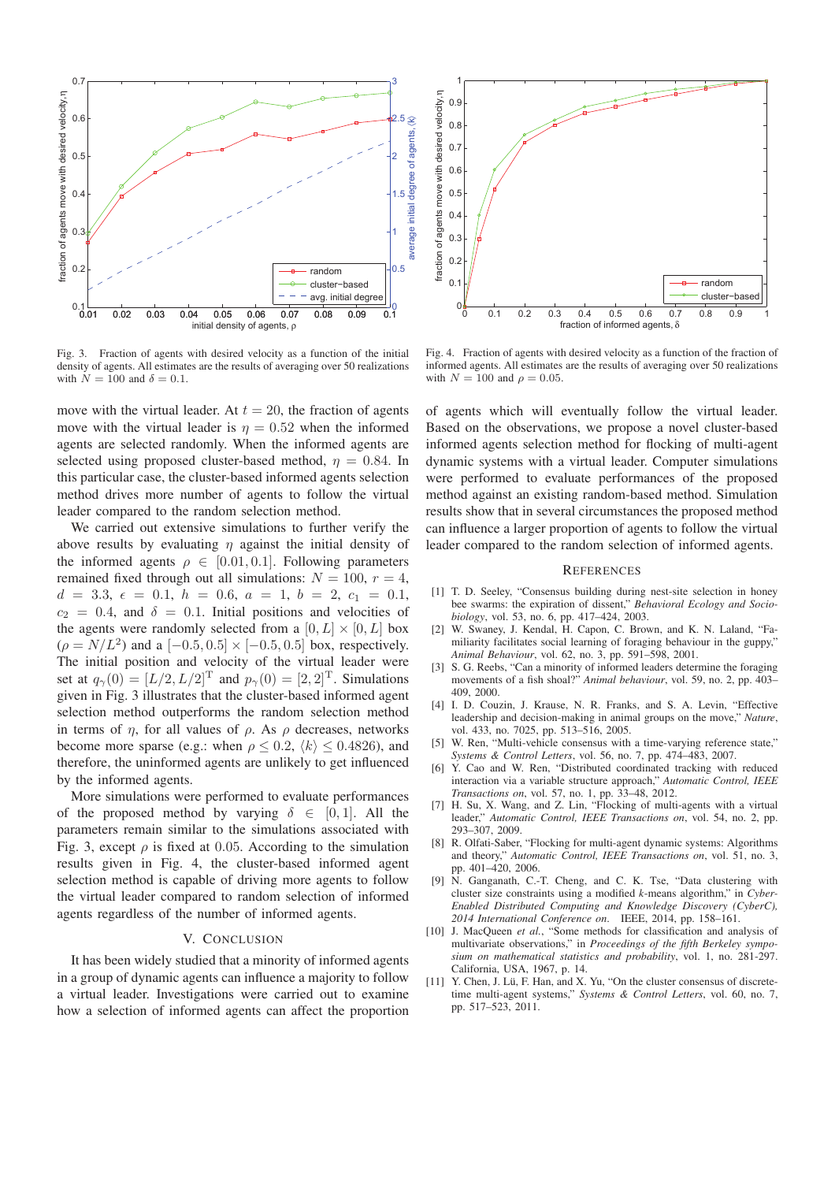0.7
0.6
0.5
0.4
0.3
0.2
0.1
fraction of agents move with desired velocity, η
0.01 0.02 0.03 0.04 0.05 0.06 0.07 0.08 0.09 0.1
initial density of agents, ρ
3
2.5
2
1.5
1
0.5
0
average initial degree of agents, ⟨k⟩
random
cluster-based
avg. initial degree

Fig. 3. Fraction of agents with desired velocity as a function of the initial density of agents. All estimates are the results of averaging over 50 realizations with $N = 100$ and $\delta = 0.1$.

1
0.9
0.8
0.7
0.6
0.5
0.4
0.3
0.2
0.1
0
fraction of agents move with desired velocity, η
0 0.1 0.2 0.3 0.4 0.5 0.6 0.7 0.8 0.9 1
fraction of informed agents, δ
random
cluster-based

Fig. 4. Fraction of agents with desired velocity as a function of the fraction of informed agents. All estimates are the results of averaging over 50 realizations with $N = 100$ and $\rho = 0.05$.

move with the virtual leader. At $t = 20$, the fraction of agents move with the virtual leader is $\eta = 0.52$ when the informed agents are selected randomly. When the informed agents are selected using proposed cluster-based method, $\eta = 0.84$. In this particular case, the cluster-based informed agents selection method drives more number of agents to follow the virtual leader compared to the random selection method.

We carried out extensive simulations to further verify the above results by evaluating $\eta$ against the initial density of the informed agents $\rho \in [0.01, 0.1]$. Following parameters remained fixed through out all simulations: $N = 100$, $r = 4$, $d = 3.3$, $\epsilon = 0.1$, $h = 0.6$, $a = 1$, $b = 2$, $c_1 = 0.1$, $c_2 = 0.4$, and $\delta = 0.1$. Initial positions and velocities of the agents were randomly selected from a $[0, L] \times [0, L]$ box ($\rho = N/L^2$) and a $[-0.5, 0.5] \times [-0.5, 0.5]$ box, respectively. The initial position and velocity of the virtual leader were set at $q_\gamma(0) = [L/2, L/2]^{\mathrm{T}}$ and $p_\gamma(0) = [2, 2]^{\mathrm{T}}$. Simulations given in Fig. 3 illustrates that the cluster-based informed agent selection method outperforms the random selection method in terms of $\eta$, for all values of $\rho$. As $\rho$ decreases, networks become more sparse (e.g.: when $\rho \leq 0.2$, $\langle k \rangle \leq 0.4826$), and therefore, the uninformed agents are unlikely to get influenced by the informed agents.

More simulations were performed to evaluate performances of the proposed method by varying $\delta \in [0, 1]$. All the parameters remain similar to the simulations associated with Fig. 3, except $\rho$ is fixed at 0.05. According to the simulation results given in Fig. 4, the cluster-based informed agent selection method is capable of driving more agents to follow the virtual leader compared to random selection of informed agents regardless of the number of informed agents.

## V. Conclusion

It has been widely studied that a minority of informed agents in a group of dynamic agents can influence a majority to follow a virtual leader. Investigations were carried out to examine how a selection of informed agents can affect the proportion of agents which will eventually follow the virtual leader. Based on the observations, we propose a novel cluster-based informed agents selection method for flocking of multi-agent dynamic systems with a virtual leader. Computer simulations were performed to evaluate performances of the proposed method against an existing random-based method. Simulation results show that in several circumstances the proposed method can influence a larger proportion of agents to follow the virtual leader compared to the random selection of informed agents.

## References

[1] T. D. Seeley, "Consensus building during nest-site selection in honey bee swarms: the expiration of dissent," *Behavioral Ecology and Sociobiology*, vol. 53, no. 6, pp. 417–424, 2003.

[2] W. Swaney, J. Kendal, H. Capon, C. Brown, and K. N. Laland, "Familiarity facilitates social learning of foraging behaviour in the guppy," *Animal Behaviour*, vol. 62, no. 3, pp. 591–598, 2001.

[3] S. G. Reebs, "Can a minority of informed leaders determine the foraging movements of a fish shoal?" *Animal behaviour*, vol. 59, no. 2, pp. 403–409, 2000.

[4] I. D. Couzin, J. Krause, N. R. Franks, and S. A. Levin, "Effective leadership and decision-making in animal groups on the move," *Nature*, vol. 433, no. 7025, pp. 513–516, 2005.

[5] W. Ren, "Multi-vehicle consensus with a time-varying reference state," *Systems & Control Letters*, vol. 56, no. 7, pp. 474–483, 2007.

[6] Y. Cao and W. Ren, "Distributed coordinated tracking with reduced interaction via a variable structure approach," *Automatic Control, IEEE Transactions on*, vol. 57, no. 1, pp. 33–48, 2012.

[7] H. Su, X. Wang, and Z. Lin, "Flocking of multi-agents with a virtual leader," *Automatic Control, IEEE Transactions on*, vol. 54, no. 2, pp. 293–307, 2009.

[8] R. Olfati-Saber, "Flocking for multi-agent dynamic systems: Algorithms and theory," *Automatic Control, IEEE Transactions on*, vol. 51, no. 3, pp. 401–420, 2006.

[9] N. Ganganath, C.-T. Cheng, and C. K. Tse, "Data clustering with cluster size constraints using a modified *k*-means algorithm," in *Cyber-Enabled Distributed Computing and Knowledge Discovery (CyberC), 2014 International Conference on*. IEEE, 2014, pp. 158–161.

[10] J. MacQueen *et al.*, "Some methods for classification and analysis of multivariate observations," in *Proceedings of the fifth Berkeley symposium on mathematical statistics and probability*, vol. 1, no. 281-297. California, USA, 1967, p. 14.

[11] Y. Chen, J. Lü, F. Han, and X. Yu, "On the cluster consensus of discrete-time multi-agent systems," *Systems & Control Letters*, vol. 60, no. 7, pp. 517–523, 2011.